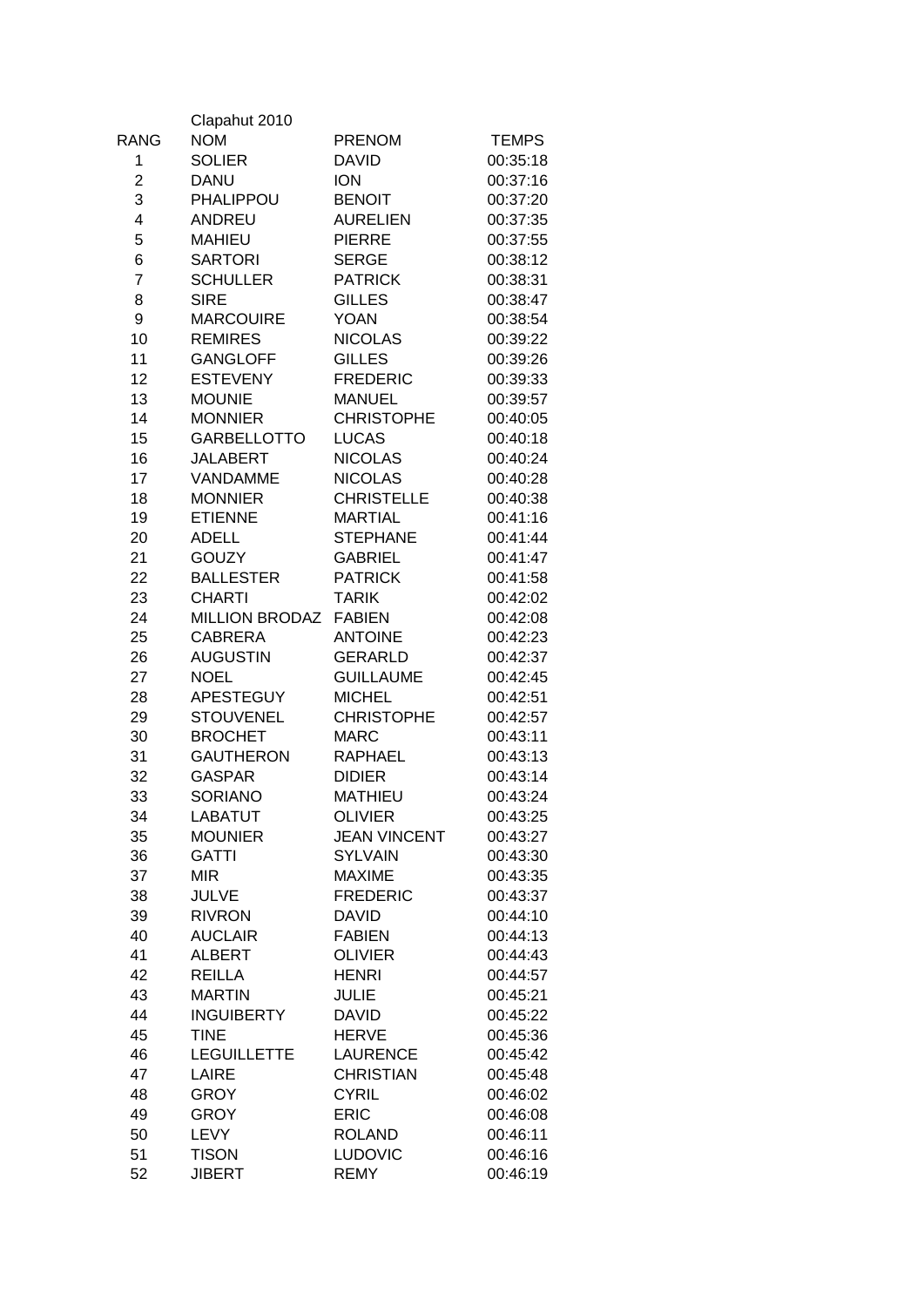Clapahut 2010

| RANG | NOM | PRENOM | TEMPS |
|---|---|---|---|
| 1 | SOLIER | DAVID | 00:35:18 |
| 2 | DANU | ION | 00:37:16 |
| 3 | PHALIPPOU | BENOIT | 00:37:20 |
| 4 | ANDREU | AURELIEN | 00:37:35 |
| 5 | MAHIEU | PIERRE | 00:37:55 |
| 6 | SARTORI | SERGE | 00:38:12 |
| 7 | SCHULLER | PATRICK | 00:38:31 |
| 8 | SIRE | GILLES | 00:38:47 |
| 9 | MARCOUIRE | YOAN | 00:38:54 |
| 10 | REMIRES | NICOLAS | 00:39:22 |
| 11 | GANGLOFF | GILLES | 00:39:26 |
| 12 | ESTEVENY | FREDERIC | 00:39:33 |
| 13 | MOUNIE | MANUEL | 00:39:57 |
| 14 | MONNIER | CHRISTOPHE | 00:40:05 |
| 15 | GARBELLOTTO | LUCAS | 00:40:18 |
| 16 | JALABERT | NICOLAS | 00:40:24 |
| 17 | VANDAMME | NICOLAS | 00:40:28 |
| 18 | MONNIER | CHRISTELLE | 00:40:38 |
| 19 | ETIENNE | MARTIAL | 00:41:16 |
| 20 | ADELL | STEPHANE | 00:41:44 |
| 21 | GOUZY | GABRIEL | 00:41:47 |
| 22 | BALLESTER | PATRICK | 00:41:58 |
| 23 | CHARTI | TARIK | 00:42:02 |
| 24 | MILLION BRODAZ | FABIEN | 00:42:08 |
| 25 | CABRERA | ANTOINE | 00:42:23 |
| 26 | AUGUSTIN | GERARLD | 00:42:37 |
| 27 | NOEL | GUILLAUME | 00:42:45 |
| 28 | APESTEGUY | MICHEL | 00:42:51 |
| 29 | STOUVENEL | CHRISTOPHE | 00:42:57 |
| 30 | BROCHET | MARC | 00:43:11 |
| 31 | GAUTHERON | RAPHAEL | 00:43:13 |
| 32 | GASPAR | DIDIER | 00:43:14 |
| 33 | SORIANO | MATHIEU | 00:43:24 |
| 34 | LABATUT | OLIVIER | 00:43:25 |
| 35 | MOUNIER | JEAN VINCENT | 00:43:27 |
| 36 | GATTI | SYLVAIN | 00:43:30 |
| 37 | MIR | MAXIME | 00:43:35 |
| 38 | JULVE | FREDERIC | 00:43:37 |
| 39 | RIVRON | DAVID | 00:44:10 |
| 40 | AUCLAIR | FABIEN | 00:44:13 |
| 41 | ALBERT | OLIVIER | 00:44:43 |
| 42 | REILLA | HENRI | 00:44:57 |
| 43 | MARTIN | JULIE | 00:45:21 |
| 44 | INGUIBERTY | DAVID | 00:45:22 |
| 45 | TINE | HERVE | 00:45:36 |
| 46 | LEGUILLETTE | LAURENCE | 00:45:42 |
| 47 | LAIRE | CHRISTIAN | 00:45:48 |
| 48 | GROY | CYRIL | 00:46:02 |
| 49 | GROY | ERIC | 00:46:08 |
| 50 | LEVY | ROLAND | 00:46:11 |
| 51 | TISON | LUDOVIC | 00:46:16 |
| 52 | JIBERT | REMY | 00:46:19 |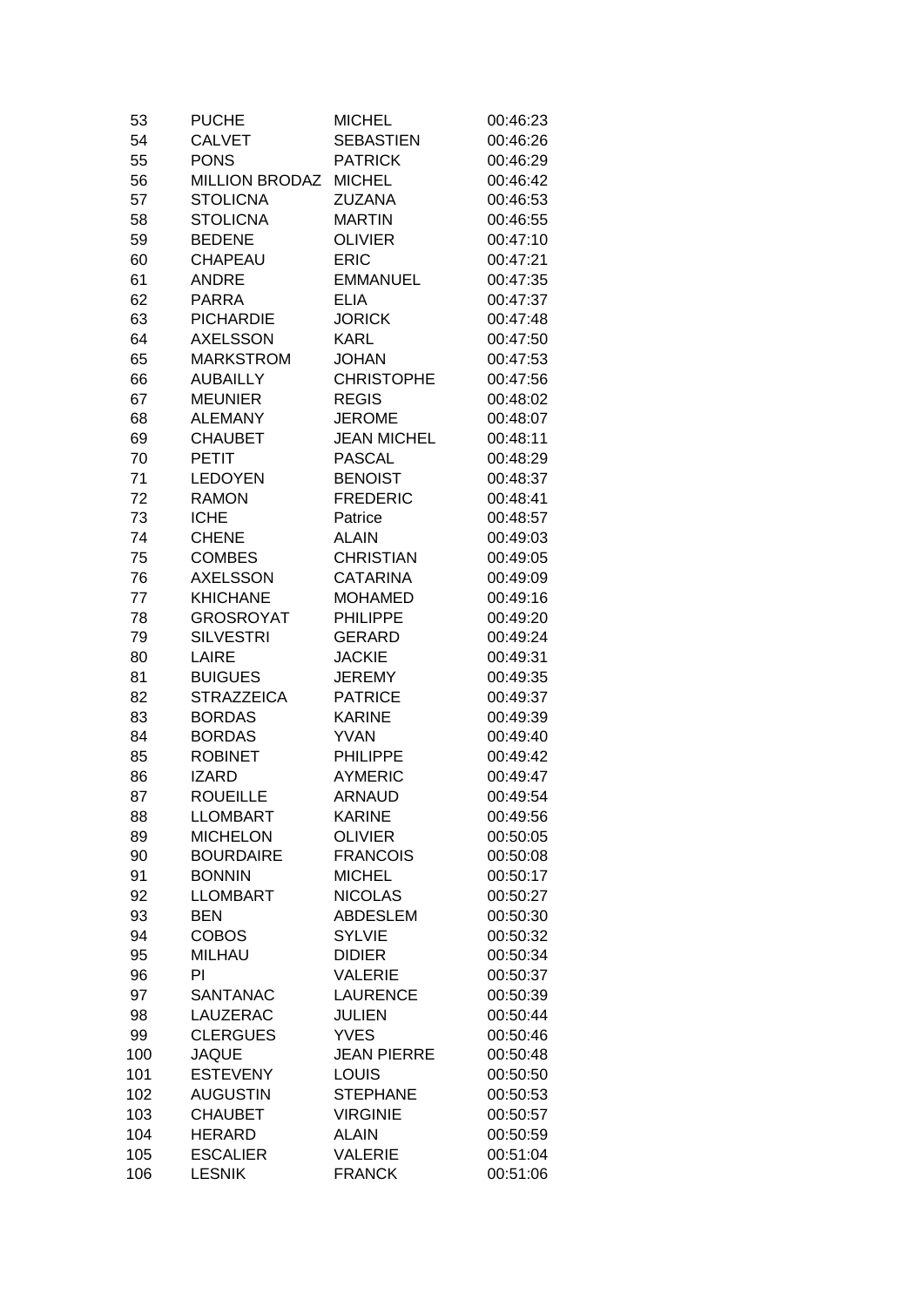| | | | |
|---|---|---|---|
| 53 | PUCHE | MICHEL | 00:46:23 |
| 54 | CALVET | SEBASTIEN | 00:46:26 |
| 55 | PONS | PATRICK | 00:46:29 |
| 56 | MILLION BRODAZ | MICHEL | 00:46:42 |
| 57 | STOLICNA | ZUZANA | 00:46:53 |
| 58 | STOLICNA | MARTIN | 00:46:55 |
| 59 | BEDENE | OLIVIER | 00:47:10 |
| 60 | CHAPEAU | ERIC | 00:47:21 |
| 61 | ANDRE | EMMANUEL | 00:47:35 |
| 62 | PARRA | ELIA | 00:47:37 |
| 63 | PICHARDIE | JORICK | 00:47:48 |
| 64 | AXELSSON | KARL | 00:47:50 |
| 65 | MARKSTROM | JOHAN | 00:47:53 |
| 66 | AUBAILLY | CHRISTOPHE | 00:47:56 |
| 67 | MEUNIER | REGIS | 00:48:02 |
| 68 | ALEMANY | JEROME | 00:48:07 |
| 69 | CHAUBET | JEAN MICHEL | 00:48:11 |
| 70 | PETIT | PASCAL | 00:48:29 |
| 71 | LEDOYEN | BENOIST | 00:48:37 |
| 72 | RAMON | FREDERIC | 00:48:41 |
| 73 | ICHE | Patrice | 00:48:57 |
| 74 | CHENE | ALAIN | 00:49:03 |
| 75 | COMBES | CHRISTIAN | 00:49:05 |
| 76 | AXELSSON | CATARINA | 00:49:09 |
| 77 | KHICHANE | MOHAMED | 00:49:16 |
| 78 | GROSROYAT | PHILIPPE | 00:49:20 |
| 79 | SILVESTRI | GERARD | 00:49:24 |
| 80 | LAIRE | JACKIE | 00:49:31 |
| 81 | BUIGUES | JEREMY | 00:49:35 |
| 82 | STRAZZEICA | PATRICE | 00:49:37 |
| 83 | BORDAS | KARINE | 00:49:39 |
| 84 | BORDAS | YVAN | 00:49:40 |
| 85 | ROBINET | PHILIPPE | 00:49:42 |
| 86 | IZARD | AYMERIC | 00:49:47 |
| 87 | ROUEILLE | ARNAUD | 00:49:54 |
| 88 | LLOMBART | KARINE | 00:49:56 |
| 89 | MICHELON | OLIVIER | 00:50:05 |
| 90 | BOURDAIRE | FRANCOIS | 00:50:08 |
| 91 | BONNIN | MICHEL | 00:50:17 |
| 92 | LLOMBART | NICOLAS | 00:50:27 |
| 93 | BEN | ABDESLEM | 00:50:30 |
| 94 | COBOS | SYLVIE | 00:50:32 |
| 95 | MILHAU | DIDIER | 00:50:34 |
| 96 | PI | VALERIE | 00:50:37 |
| 97 | SANTANAC | LAURENCE | 00:50:39 |
| 98 | LAUZERAC | JULIEN | 00:50:44 |
| 99 | CLERGUES | YVES | 00:50:46 |
| 100 | JAQUE | JEAN PIERRE | 00:50:48 |
| 101 | ESTEVENY | LOUIS | 00:50:50 |
| 102 | AUGUSTIN | STEPHANE | 00:50:53 |
| 103 | CHAUBET | VIRGINIE | 00:50:57 |
| 104 | HERARD | ALAIN | 00:50:59 |
| 105 | ESCALIER | VALERIE | 00:51:04 |
| 106 | LESNIK | FRANCK | 00:51:06 |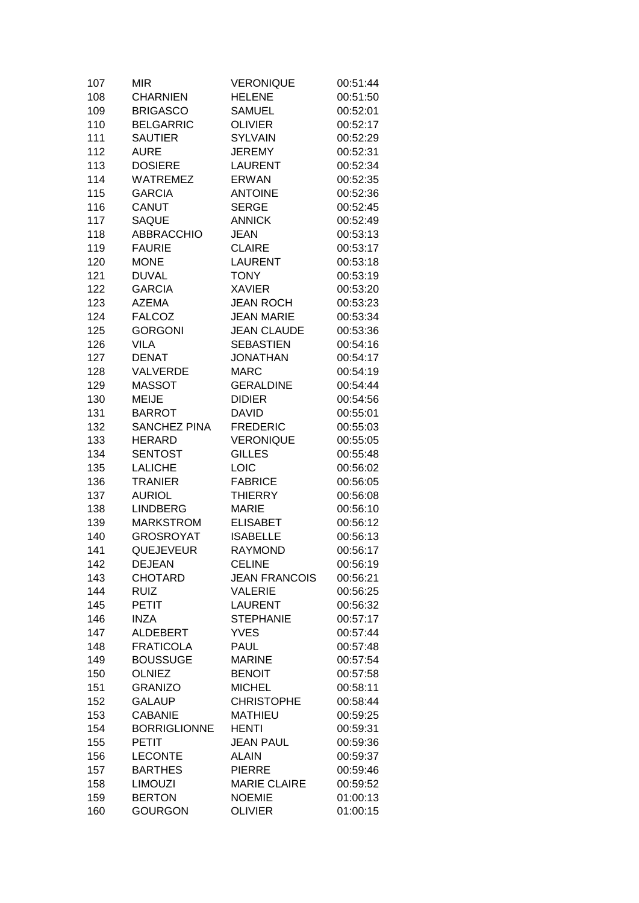| | | | |
|---|---|---|---|
| 107 | MIR | VERONIQUE | 00:51:44 |
| 108 | CHARNIEN | HELENE | 00:51:50 |
| 109 | BRIGASCO | SAMUEL | 00:52:01 |
| 110 | BELGARRIC | OLIVIER | 00:52:17 |
| 111 | SAUTIER | SYLVAIN | 00:52:29 |
| 112 | AURE | JEREMY | 00:52:31 |
| 113 | DOSIERE | LAURENT | 00:52:34 |
| 114 | WATREMEZ | ERWAN | 00:52:35 |
| 115 | GARCIA | ANTOINE | 00:52:36 |
| 116 | CANUT | SERGE | 00:52:45 |
| 117 | SAQUE | ANNICK | 00:52:49 |
| 118 | ABBRACCHIO | JEAN | 00:53:13 |
| 119 | FAURIE | CLAIRE | 00:53:17 |
| 120 | MONE | LAURENT | 00:53:18 |
| 121 | DUVAL | TONY | 00:53:19 |
| 122 | GARCIA | XAVIER | 00:53:20 |
| 123 | AZEMA | JEAN ROCH | 00:53:23 |
| 124 | FALCOZ | JEAN MARIE | 00:53:34 |
| 125 | GORGONI | JEAN CLAUDE | 00:53:36 |
| 126 | VILA | SEBASTIEN | 00:54:16 |
| 127 | DENAT | JONATHAN | 00:54:17 |
| 128 | VALVERDE | MARC | 00:54:19 |
| 129 | MASSOT | GERALDINE | 00:54:44 |
| 130 | MEIJE | DIDIER | 00:54:56 |
| 131 | BARROT | DAVID | 00:55:01 |
| 132 | SANCHEZ PINA | FREDERIC | 00:55:03 |
| 133 | HERARD | VERONIQUE | 00:55:05 |
| 134 | SENTOST | GILLES | 00:55:48 |
| 135 | LALICHE | LOIC | 00:56:02 |
| 136 | TRANIER | FABRICE | 00:56:05 |
| 137 | AURIOL | THIERRY | 00:56:08 |
| 138 | LINDBERG | MARIE | 00:56:10 |
| 139 | MARKSTROM | ELISABET | 00:56:12 |
| 140 | GROSROYAT | ISABELLE | 00:56:13 |
| 141 | QUEJEVEUR | RAYMOND | 00:56:17 |
| 142 | DEJEAN | CELINE | 00:56:19 |
| 143 | CHOTARD | JEAN FRANCOIS | 00:56:21 |
| 144 | RUIZ | VALERIE | 00:56:25 |
| 145 | PETIT | LAURENT | 00:56:32 |
| 146 | INZA | STEPHANIE | 00:57:17 |
| 147 | ALDEBERT | YVES | 00:57:44 |
| 148 | FRATICOLA | PAUL | 00:57:48 |
| 149 | BOUSSUGE | MARINE | 00:57:54 |
| 150 | OLNIEZ | BENOIT | 00:57:58 |
| 151 | GRANIZO | MICHEL | 00:58:11 |
| 152 | GALAUP | CHRISTOPHE | 00:58:44 |
| 153 | CABANIE | MATHIEU | 00:59:25 |
| 154 | BORRIGLIONNE | HENTI | 00:59:31 |
| 155 | PETIT | JEAN PAUL | 00:59:36 |
| 156 | LECONTE | ALAIN | 00:59:37 |
| 157 | BARTHES | PIERRE | 00:59:46 |
| 158 | LIMOUZI | MARIE CLAIRE | 00:59:52 |
| 159 | BERTON | NOEMIE | 01:00:13 |
| 160 | GOURGON | OLIVIER | 01:00:15 |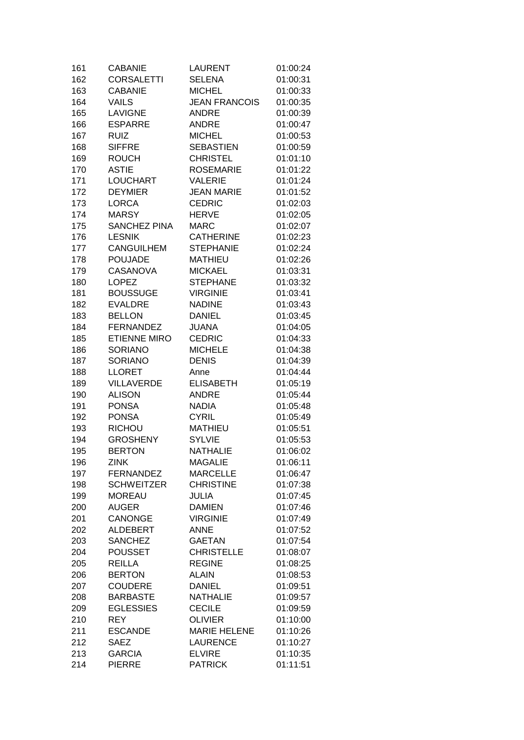| | | | |
|---|---|---|---|
| 161 | CABANIE | LAURENT | 01:00:24 |
| 162 | CORSALETTI | SELENA | 01:00:31 |
| 163 | CABANIE | MICHEL | 01:00:33 |
| 164 | VAILS | JEAN FRANCOIS | 01:00:35 |
| 165 | LAVIGNE | ANDRE | 01:00:39 |
| 166 | ESPARRE | ANDRE | 01:00:47 |
| 167 | RUIZ | MICHEL | 01:00:53 |
| 168 | SIFFRE | SEBASTIEN | 01:00:59 |
| 169 | ROUCH | CHRISTEL | 01:01:10 |
| 170 | ASTIE | ROSEMARIE | 01:01:22 |
| 171 | LOUCHART | VALERIE | 01:01:24 |
| 172 | DEYMIER | JEAN MARIE | 01:01:52 |
| 173 | LORCA | CEDRIC | 01:02:03 |
| 174 | MARSY | HERVE | 01:02:05 |
| 175 | SANCHEZ PINA | MARC | 01:02:07 |
| 176 | LESNIK | CATHERINE | 01:02:23 |
| 177 | CANGUILHEM | STEPHANIE | 01:02:24 |
| 178 | POUJADE | MATHIEU | 01:02:26 |
| 179 | CASANOVA | MICKAEL | 01:03:31 |
| 180 | LOPEZ | STEPHANE | 01:03:32 |
| 181 | BOUSSUGE | VIRGINIE | 01:03:41 |
| 182 | EVALDRE | NADINE | 01:03:43 |
| 183 | BELLON | DANIEL | 01:03:45 |
| 184 | FERNANDEZ | JUANA | 01:04:05 |
| 185 | ETIENNE MIRO | CEDRIC | 01:04:33 |
| 186 | SORIANO | MICHELE | 01:04:38 |
| 187 | SORIANO | DENIS | 01:04:39 |
| 188 | LLORET | Anne | 01:04:44 |
| 189 | VILLAVERDE | ELISABETH | 01:05:19 |
| 190 | ALISON | ANDRE | 01:05:44 |
| 191 | PONSA | NADIA | 01:05:48 |
| 192 | PONSA | CYRIL | 01:05:49 |
| 193 | RICHOU | MATHIEU | 01:05:51 |
| 194 | GROSHENY | SYLVIE | 01:05:53 |
| 195 | BERTON | NATHALIE | 01:06:02 |
| 196 | ZINK | MAGALIE | 01:06:11 |
| 197 | FERNANDEZ | MARCELLE | 01:06:47 |
| 198 | SCHWEITZER | CHRISTINE | 01:07:38 |
| 199 | MOREAU | JULIA | 01:07:45 |
| 200 | AUGER | DAMIEN | 01:07:46 |
| 201 | CANONGE | VIRGINIE | 01:07:49 |
| 202 | ALDEBERT | ANNE | 01:07:52 |
| 203 | SANCHEZ | GAETAN | 01:07:54 |
| 204 | POUSSET | CHRISTELLE | 01:08:07 |
| 205 | REILLA | REGINE | 01:08:25 |
| 206 | BERTON | ALAIN | 01:08:53 |
| 207 | COUDERE | DANIEL | 01:09:51 |
| 208 | BARBASTE | NATHALIE | 01:09:57 |
| 209 | EGLESSIES | CECILE | 01:09:59 |
| 210 | REY | OLIVIER | 01:10:00 |
| 211 | ESCANDE | MARIE HELENE | 01:10:26 |
| 212 | SAEZ | LAURENCE | 01:10:27 |
| 213 | GARCIA | ELVIRE | 01:10:35 |
| 214 | PIERRE | PATRICK | 01:11:51 |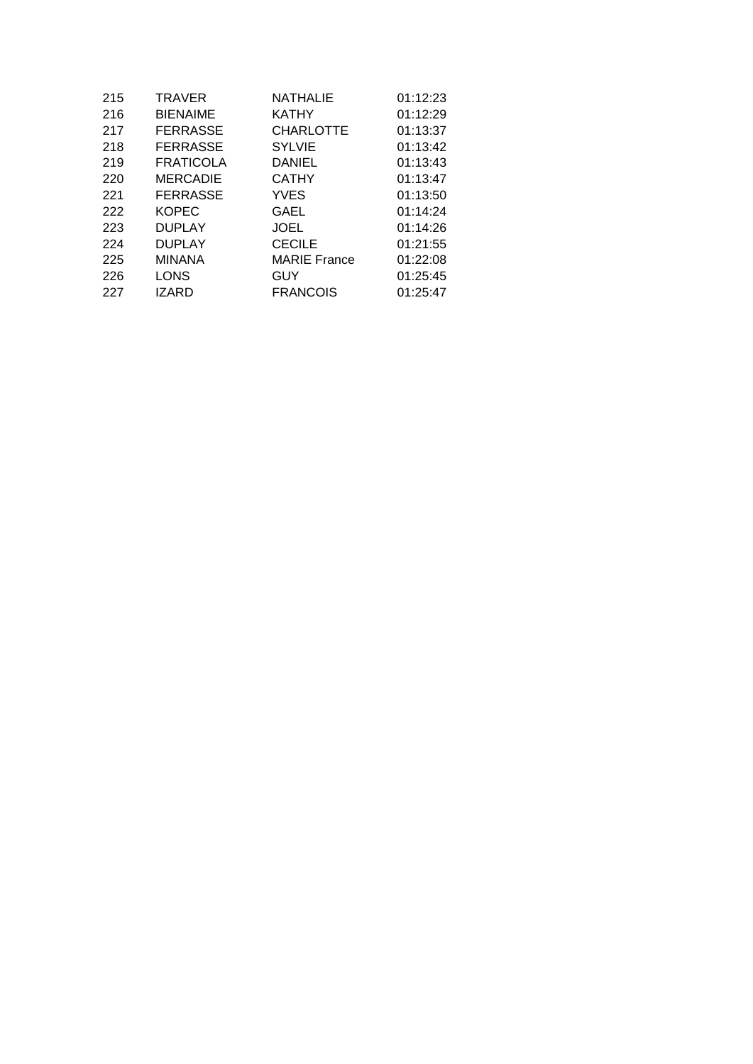| | | | |
|---|---|---|---|
| 215 | TRAVER | NATHALIE | 01:12:23 |
| 216 | BIENAIME | KATHY | 01:12:29 |
| 217 | FERRASSE | CHARLOTTE | 01:13:37 |
| 218 | FERRASSE | SYLVIE | 01:13:42 |
| 219 | FRATICOLA | DANIEL | 01:13:43 |
| 220 | MERCADIE | CATHY | 01:13:47 |
| 221 | FERRASSE | YVES | 01:13:50 |
| 222 | KOPEC | GAEL | 01:14:24 |
| 223 | DUPLAY | JOEL | 01:14:26 |
| 224 | DUPLAY | CECILE | 01:21:55 |
| 225 | MINANA | MARIE France | 01:22:08 |
| 226 | LONS | GUY | 01:25:45 |
| 227 | IZARD | FRANCOIS | 01:25:47 |